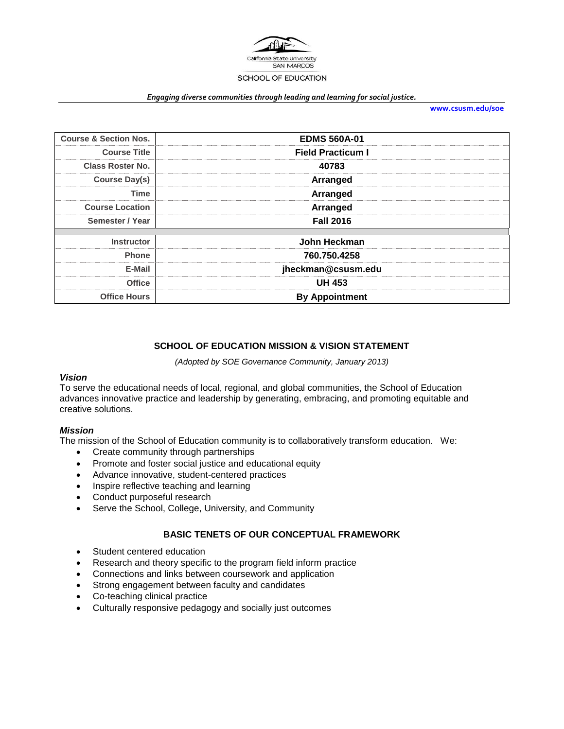California State University SAN MARCOS

SCHOOL OF EDUCATION

***Engaging diverse communities through leading and learning for social justice.***

**www.csusm.edu/soe**

| Course & Section Nos. | EDMS 560A-01 |
|---|---|
| Course Title | Field Practicum I |
| Class Roster No. | 40783 |
| Course Day(s) | Arranged |
| Time | Arranged |
| Course Location | Arranged |
| Semester / Year | Fall 2016 |
| | |
| Instructor | John Heckman |
| Phone | 760.750.4258 |
| E-Mail | jheckman@csusm.edu |
| Office | UH 453 |
| Office Hours | By Appointment |

## SCHOOL OF EDUCATION MISSION & VISION STATEMENT

*(Adopted by SOE Governance Community, January 2013)*

### *Vision*

To serve the educational needs of local, regional, and global communities, the School of Education advances innovative practice and leadership by generating, embracing, and promoting equitable and creative solutions.

### *Mission*

The mission of the School of Education community is to collaboratively transform education. We:

- Create community through partnerships
- Promote and foster social justice and educational equity
- Advance innovative, student-centered practices
- Inspire reflective teaching and learning
- Conduct purposeful research
- Serve the School, College, University, and Community

## BASIC TENETS OF OUR CONCEPTUAL FRAMEWORK

- Student centered education
- Research and theory specific to the program field inform practice
- Connections and links between coursework and application
- Strong engagement between faculty and candidates
- Co-teaching clinical practice
- Culturally responsive pedagogy and socially just outcomes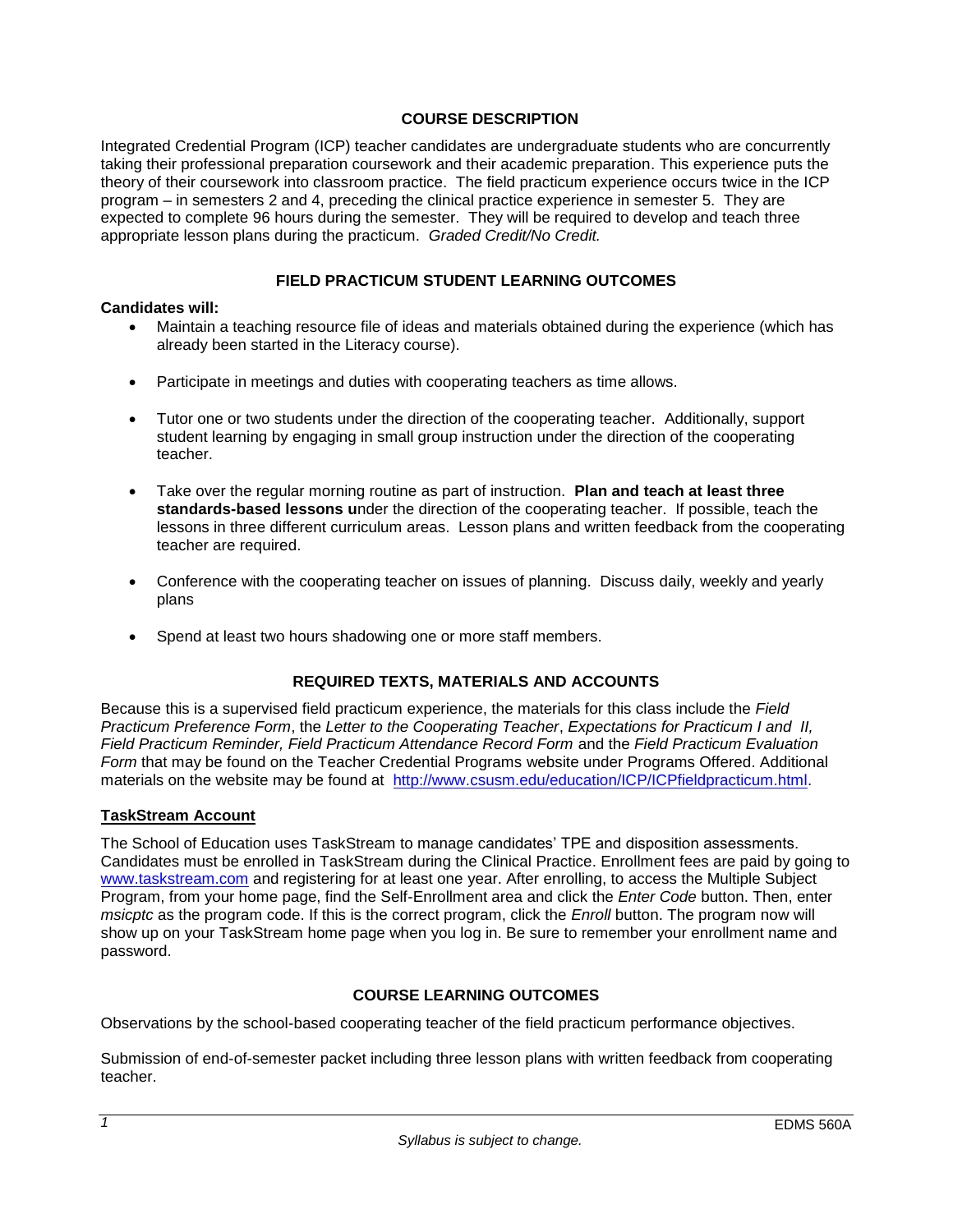## COURSE DESCRIPTION

Integrated Credential Program (ICP) teacher candidates are undergraduate students who are concurrently taking their professional preparation coursework and their academic preparation. This experience puts the theory of their coursework into classroom practice. The field practicum experience occurs twice in the ICP program – in semesters 2 and 4, preceding the clinical practice experience in semester 5. They are expected to complete 96 hours during the semester. They will be required to develop and teach three appropriate lesson plans during the practicum. *Graded Credit/No Credit.*

## FIELD PRACTICUM STUDENT LEARNING OUTCOMES

**Candidates will:**

- Maintain a teaching resource file of ideas and materials obtained during the experience (which has already been started in the Literacy course).
- Participate in meetings and duties with cooperating teachers as time allows.
- Tutor one or two students under the direction of the cooperating teacher. Additionally, support student learning by engaging in small group instruction under the direction of the cooperating teacher.
- Take over the regular morning routine as part of instruction. **Plan and teach at least three standards-based lessons u**nder the direction of the cooperating teacher. If possible, teach the lessons in three different curriculum areas. Lesson plans and written feedback from the cooperating teacher are required.
- Conference with the cooperating teacher on issues of planning. Discuss daily, weekly and yearly plans
- Spend at least two hours shadowing one or more staff members.

## REQUIRED TEXTS, MATERIALS AND ACCOUNTS

Because this is a supervised field practicum experience, the materials for this class include the *Field Practicum Preference Form*, the *Letter to the Cooperating Teacher*, *Expectations for Practicum I and II, Field Practicum Reminder, Field Practicum Attendance Record Form* and the *Field Practicum Evaluation Form* that may be found on the Teacher Credential Programs website under Programs Offered. Additional materials on the website may be found at http://www.csusm.edu/education/ICP/ICPfieldpracticum.html.

### TaskStream Account

The School of Education uses TaskStream to manage candidates' TPE and disposition assessments. Candidates must be enrolled in TaskStream during the Clinical Practice. Enrollment fees are paid by going to www.taskstream.com and registering for at least one year. After enrolling, to access the Multiple Subject Program, from your home page, find the Self-Enrollment area and click the *Enter Code* button. Then, enter *msicptc* as the program code. If this is the correct program, click the *Enroll* button. The program now will show up on your TaskStream home page when you log in. Be sure to remember your enrollment name and password.

## COURSE LEARNING OUTCOMES

Observations by the school-based cooperating teacher of the field practicum performance objectives.

Submission of end-of-semester packet including three lesson plans with written feedback from cooperating teacher.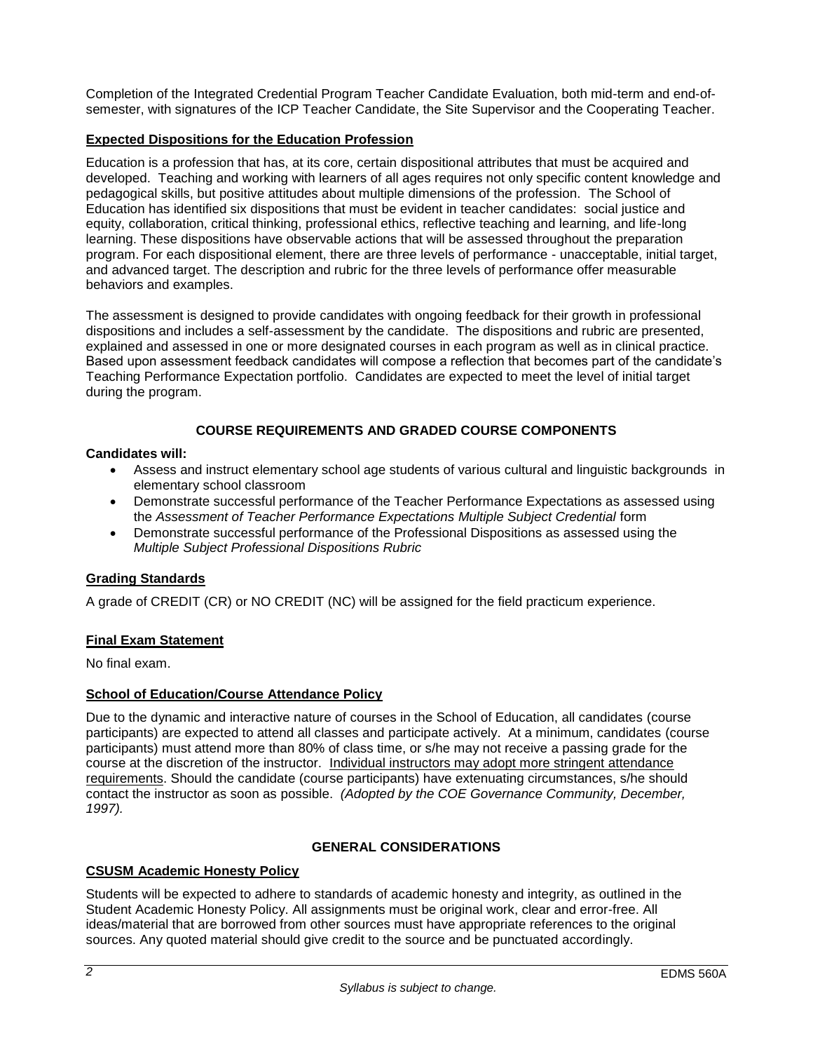Completion of the Integrated Credential Program Teacher Candidate Evaluation, both mid-term and end-of-semester, with signatures of the ICP Teacher Candidate, the Site Supervisor and the Cooperating Teacher.

### Expected Dispositions for the Education Profession

Education is a profession that has, at its core, certain dispositional attributes that must be acquired and developed. Teaching and working with learners of all ages requires not only specific content knowledge and pedagogical skills, but positive attitudes about multiple dimensions of the profession. The School of Education has identified six dispositions that must be evident in teacher candidates: social justice and equity, collaboration, critical thinking, professional ethics, reflective teaching and learning, and life-long learning. These dispositions have observable actions that will be assessed throughout the preparation program. For each dispositional element, there are three levels of performance - unacceptable, initial target, and advanced target. The description and rubric for the three levels of performance offer measurable behaviors and examples.

The assessment is designed to provide candidates with ongoing feedback for their growth in professional dispositions and includes a self-assessment by the candidate. The dispositions and rubric are presented, explained and assessed in one or more designated courses in each program as well as in clinical practice. Based upon assessment feedback candidates will compose a reflection that becomes part of the candidate's Teaching Performance Expectation portfolio. Candidates are expected to meet the level of initial target during the program.

## COURSE REQUIREMENTS AND GRADED COURSE COMPONENTS

**Candidates will:**

- Assess and instruct elementary school age students of various cultural and linguistic backgrounds in elementary school classroom
- Demonstrate successful performance of the Teacher Performance Expectations as assessed using the *Assessment of Teacher Performance Expectations Multiple Subject Credential* form
- Demonstrate successful performance of the Professional Dispositions as assessed using the *Multiple Subject Professional Dispositions Rubric*

### Grading Standards

A grade of CREDIT (CR) or NO CREDIT (NC) will be assigned for the field practicum experience.

### Final Exam Statement

No final exam.

### School of Education/Course Attendance Policy

Due to the dynamic and interactive nature of courses in the School of Education, all candidates (course participants) are expected to attend all classes and participate actively. At a minimum, candidates (course participants) must attend more than 80% of class time, or s/he may not receive a passing grade for the course at the discretion of the instructor. Individual instructors may adopt more stringent attendance requirements. Should the candidate (course participants) have extenuating circumstances, s/he should contact the instructor as soon as possible. *(Adopted by the COE Governance Community, December, 1997).*

## GENERAL CONSIDERATIONS

### CSUSM Academic Honesty Policy

Students will be expected to adhere to standards of academic honesty and integrity, as outlined in the Student Academic Honesty Policy. All assignments must be original work, clear and error-free. All ideas/material that are borrowed from other sources must have appropriate references to the original sources. Any quoted material should give credit to the source and be punctuated accordingly.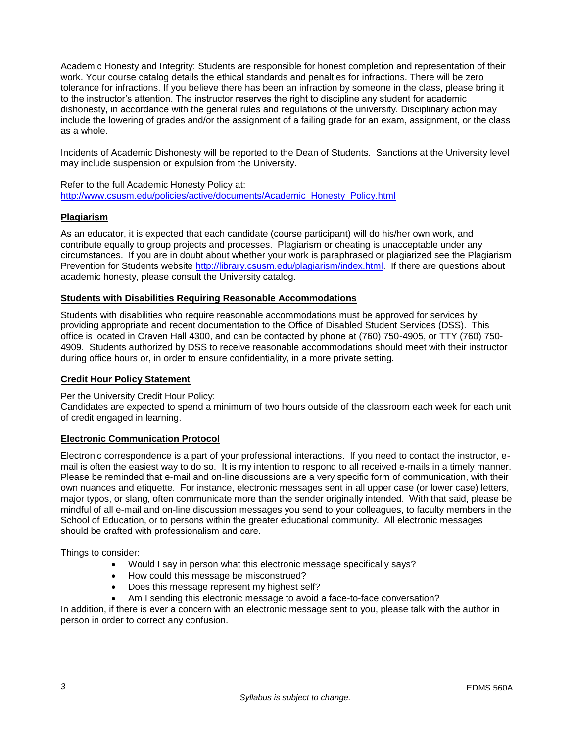Academic Honesty and Integrity: Students are responsible for honest completion and representation of their work. Your course catalog details the ethical standards and penalties for infractions. There will be zero tolerance for infractions. If you believe there has been an infraction by someone in the class, please bring it to the instructor's attention. The instructor reserves the right to discipline any student for academic dishonesty, in accordance with the general rules and regulations of the university. Disciplinary action may include the lowering of grades and/or the assignment of a failing grade for an exam, assignment, or the class as a whole.

Incidents of Academic Dishonesty will be reported to the Dean of Students. Sanctions at the University level may include suspension or expulsion from the University.

Refer to the full Academic Honesty Policy at: http://www.csusm.edu/policies/active/documents/Academic_Honesty_Policy.html

**Plagiarism**

As an educator, it is expected that each candidate (course participant) will do his/her own work, and contribute equally to group projects and processes. Plagiarism or cheating is unacceptable under any circumstances. If you are in doubt about whether your work is paraphrased or plagiarized see the Plagiarism Prevention for Students website http://library.csusm.edu/plagiarism/index.html. If there are questions about academic honesty, please consult the University catalog.

**Students with Disabilities Requiring Reasonable Accommodations**

Students with disabilities who require reasonable accommodations must be approved for services by providing appropriate and recent documentation to the Office of Disabled Student Services (DSS). This office is located in Craven Hall 4300, and can be contacted by phone at (760) 750-4905, or TTY (760) 750-4909. Students authorized by DSS to receive reasonable accommodations should meet with their instructor during office hours or, in order to ensure confidentiality, in a more private setting.

**Credit Hour Policy Statement**

Per the University Credit Hour Policy:
Candidates are expected to spend a minimum of two hours outside of the classroom each week for each unit of credit engaged in learning.

**Electronic Communication Protocol**

Electronic correspondence is a part of your professional interactions. If you need to contact the instructor, e-mail is often the easiest way to do so. It is my intention to respond to all received e-mails in a timely manner. Please be reminded that e-mail and on-line discussions are a very specific form of communication, with their own nuances and etiquette. For instance, electronic messages sent in all upper case (or lower case) letters, major typos, or slang, often communicate more than the sender originally intended. With that said, please be mindful of all e-mail and on-line discussion messages you send to your colleagues, to faculty members in the School of Education, or to persons within the greater educational community. All electronic messages should be crafted with professionalism and care.

Things to consider:

- Would I say in person what this electronic message specifically says?
- How could this message be misconstrued?
- Does this message represent my highest self?
- Am I sending this electronic message to avoid a face-to-face conversation?

In addition, if there is ever a concern with an electronic message sent to you, please talk with the author in person in order to correct any confusion.